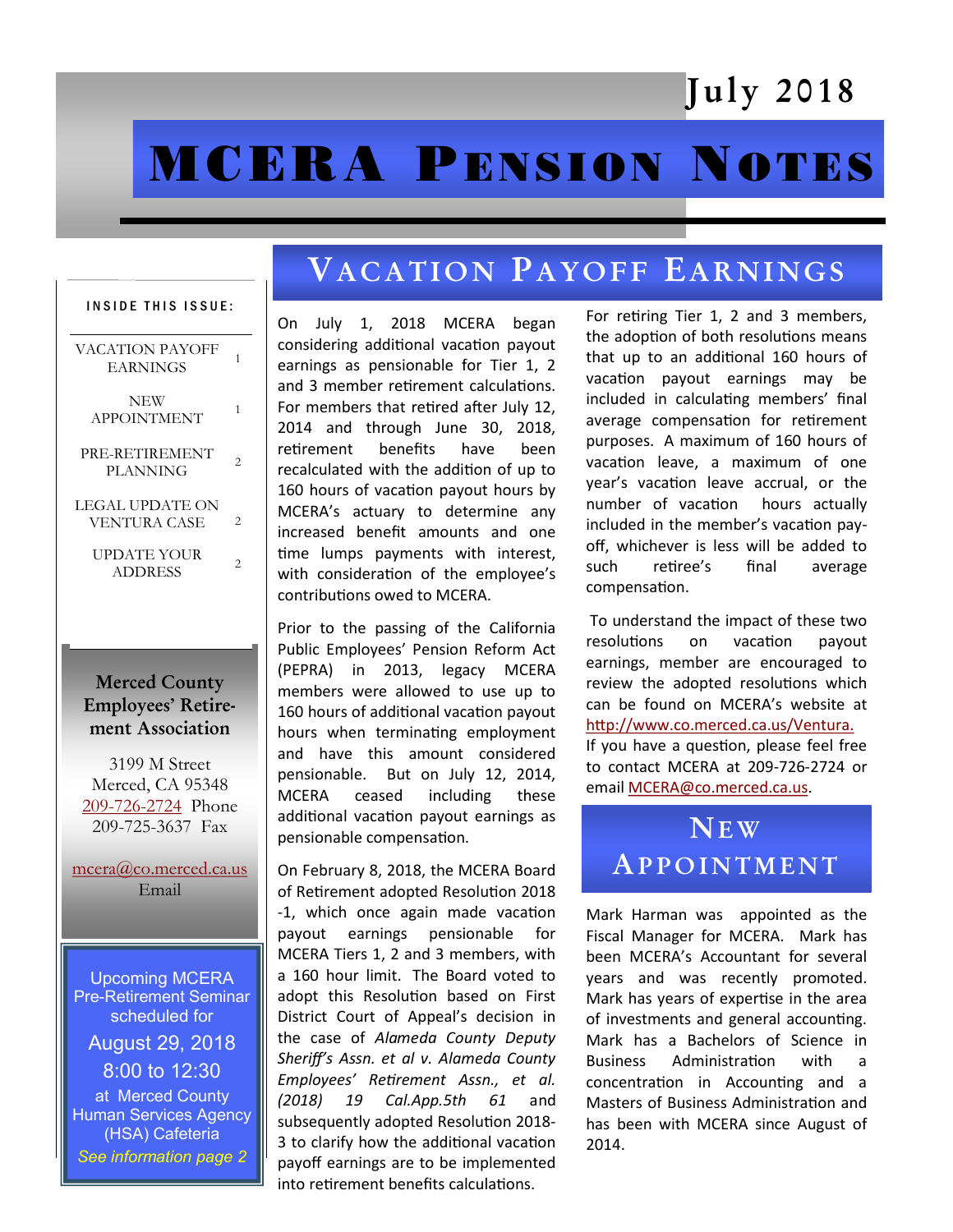# MCERA Pension Notes

July 2018

**INSIDE THIS ISSUE:**

| | |
|---|---|
| VACATION PAYOFF EARNINGS | 1 |
| NEW APPOINTMENT | 1 |
| PRE-RETIREMENT PLANNING | 2 |
| LEGAL UPDATE ON VENTURA CASE | 2 |
| UPDATE YOUR ADDRESS | 2 |

**Merced County Employees' Retirement Association**

3199 M Street
Merced, CA 95348
209-726-2724 Phone
209-725-3637 Fax

mcera@co.merced.ca.us
Email

Upcoming MCERA Pre-Retirement Seminar scheduled for
August 29, 2018
8:00 to 12:30
at Merced County Human Services Agency (HSA) Cafeteria
*See information page 2*

## Vacation Payoff Earnings

On July 1, 2018 MCERA began considering additional vacation payout earnings as pensionable for Tier 1, 2 and 3 member retirement calculations. For members that retired after July 12, 2014 and through June 30, 2018, retirement benefits have been recalculated with the addition of up to 160 hours of vacation payout hours by MCERA's actuary to determine any increased benefit amounts and one time lumps payments with interest, with consideration of the employee's contributions owed to MCERA.

Prior to the passing of the California Public Employees' Pension Reform Act (PEPRA) in 2013, legacy MCERA members were allowed to use up to 160 hours of additional vacation payout hours when terminating employment and have this amount considered pensionable. But on July 12, 2014, MCERA ceased including these additional vacation payout earnings as pensionable compensation.

On February 8, 2018, the MCERA Board of Retirement adopted Resolution 2018-1, which once again made vacation payout earnings pensionable for MCERA Tiers 1, 2 and 3 members, with a 160 hour limit. The Board voted to adopt this Resolution based on First District Court of Appeal's decision in the case of *Alameda County Deputy Sheriff's Assn. et al v. Alameda County Employees' Retirement Assn., et al. (2018) 19 Cal.App.5th 61* and subsequently adopted Resolution 2018-3 to clarify how the additional vacation payoff earnings are to be implemented into retirement benefits calculations.

For retiring Tier 1, 2 and 3 members, the adoption of both resolutions means that up to an additional 160 hours of vacation payout earnings may be included in calculating members' final average compensation for retirement purposes. A maximum of 160 hours of vacation leave, a maximum of one year's vacation leave accrual, or the number of vacation hours actually included in the member's vacation pay-off, whichever is less will be added to such retiree's final average compensation.

To understand the impact of these two resolutions on vacation payout earnings, member are encouraged to review the adopted resolutions which can be found on MCERA's website at http://www.co.merced.ca.us/Ventura. If you have a question, please feel free to contact MCERA at 209-726-2724 or email MCERA@co.merced.ca.us.

## New Appointment

Mark Harman was appointed as the Fiscal Manager for MCERA. Mark has been MCERA's Accountant for several years and was recently promoted. Mark has years of expertise in the area of investments and general accounting. Mark has a Bachelors of Science in Business Administration with a concentration in Accounting and a Masters of Business Administration and has been with MCERA since August of 2014.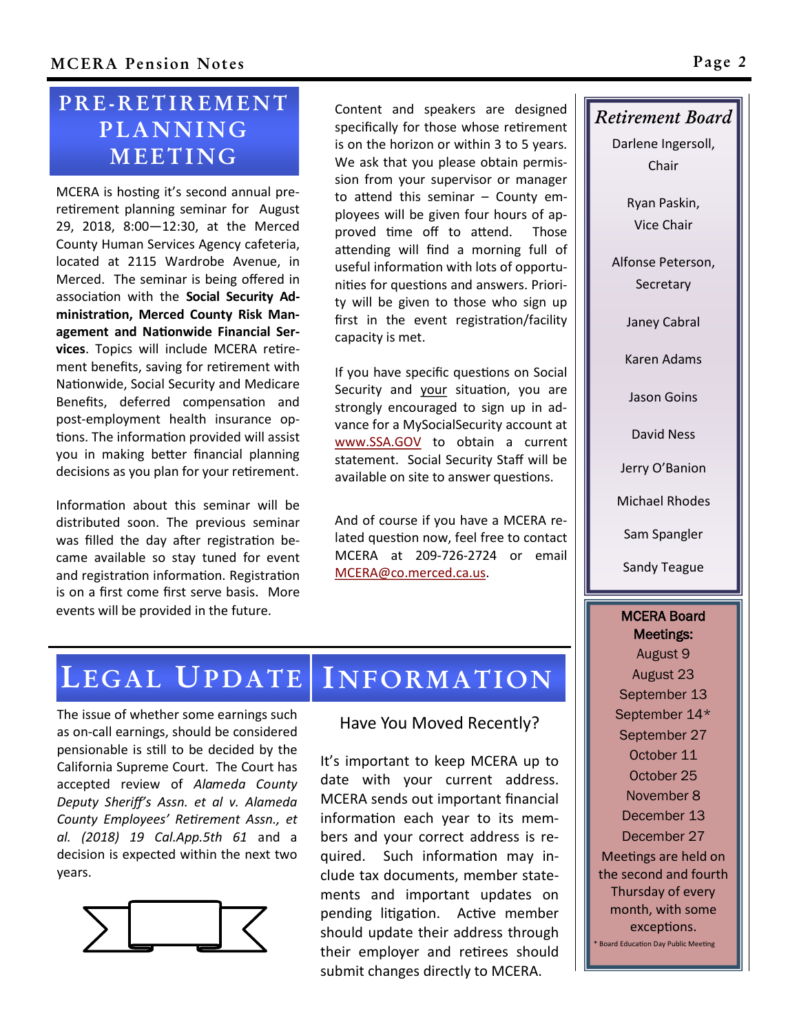## PRE-RETIREMENT PLANNING MEETING

MCERA is hosting it's second annual pre-retirement planning seminar for August 29, 2018, 8:00—12:30, at the Merced County Human Services Agency cafeteria, located at 2115 Wardrobe Avenue, in Merced. The seminar is being offered in association with the **Social Security Administration, Merced County Risk Management and Nationwide Financial Services**. Topics will include MCERA retirement benefits, saving for retirement with Nationwide, Social Security and Medicare Benefits, deferred compensation and post-employment health insurance options. The information provided will assist you in making better financial planning decisions as you plan for your retirement.

Information about this seminar will be distributed soon. The previous seminar was filled the day after registration became available so stay tuned for event and registration information. Registration is on a first come first serve basis. More events will be provided in the future.

Content and speakers are designed specifically for those whose retirement is on the horizon or within 3 to 5 years. We ask that you please obtain permission from your supervisor or manager to attend this seminar – County employees will be given four hours of approved time off to attend. Those attending will find a morning full of useful information with lots of opportunities for questions and answers. Priority will be given to those who sign up first in the event registration/facility capacity is met.

If you have specific questions on Social Security and your situation, you are strongly encouraged to sign up in advance for a MySocialSecurity account at www.SSA.GOV to obtain a current statement. Social Security Staff will be available on site to answer questions.

And of course if you have a MCERA related question now, feel free to contact MCERA at 209-726-2724 or email MCERA@co.merced.ca.us.

## LEGAL UPDATE

The issue of whether some earnings such as on-call earnings, should be considered pensionable is still to be decided by the California Supreme Court. The Court has accepted review of *Alameda County Deputy Sheriff's Assn. et al v. Alameda County Employees' Retirement Assn., et al. (2018) 19 Cal.App.5th 61* and a decision is expected within the next two years.

## INFORMATION

### Have You Moved Recently?

It's important to keep MCERA up to date with your current address. MCERA sends out important financial information each year to its members and your correct address is required. Such information may include tax documents, member statements and important updates on pending litigation. Active member should update their address through their employer and retirees should submit changes directly to MCERA.

### *Retirement Board*

Darlene Ingersoll, Chair

Ryan Paskin, Vice Chair

Alfonse Peterson, Secretary

Janey Cabral

Karen Adams

Jason Goins

David Ness

Jerry O'Banion

Michael Rhodes

Sam Spangler

Sandy Teague

### MCERA Board Meetings:

August 9
August 23
September 13
September 14*
September 27
October 11
October 25
November 8
December 13
December 27

Meetings are held on the second and fourth Thursday of every month, with some exceptions.

\* Board Education Day Public Meeting